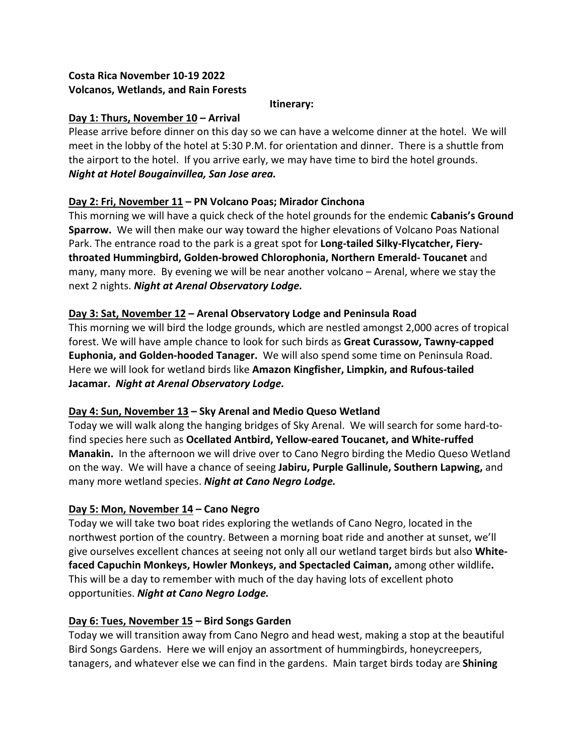**Costa Rica November 10-19 2022**
**Volcanos, Wetlands, and Rain Forests**

**Itinerary:**

**Day 1: Thurs, November 10 – Arrival**

Please arrive before dinner on this day so we can have a welcome dinner at the hotel. We will meet in the lobby of the hotel at 5:30 P.M. for orientation and dinner. There is a shuttle from the airport to the hotel. If you arrive early, we may have time to bird the hotel grounds. ***Night at Hotel Bougainvillea, San Jose area.***

**Day 2: Fri, November 11 – PN Volcano Poas; Mirador Cinchona**

This morning we will have a quick check of the hotel grounds for the endemic **Cabanis's Ground Sparrow.** We will then make our way toward the higher elevations of Volcano Poas National Park. The entrance road to the park is a great spot for **Long-tailed Silky-Flycatcher, Fiery-throated Hummingbird, Golden-browed Chlorophonia, Northern Emerald- Toucanet** and many, many more. By evening we will be near another volcano – Arenal, where we stay the next 2 nights. ***Night at Arenal Observatory Lodge.***

**Day 3: Sat, November 12 – Arenal Observatory Lodge and Peninsula Road**

This morning we will bird the lodge grounds, which are nestled amongst 2,000 acres of tropical forest. We will have ample chance to look for such birds as **Great Curassow, Tawny-capped Euphonia, and Golden-hooded Tanager.** We will also spend some time on Peninsula Road. Here we will look for wetland birds like **Amazon Kingfisher, Limpkin, and Rufous-tailed Jacamar.** ***Night at Arenal Observatory Lodge.***

**Day 4: Sun, November 13 – Sky Arenal and Medio Queso Wetland**

Today we will walk along the hanging bridges of Sky Arenal. We will search for some hard-to-find species here such as **Ocellated Antbird, Yellow-eared Toucanet, and White-ruffed Manakin.** In the afternoon we will drive over to Cano Negro birding the Medio Queso Wetland on the way. We will have a chance of seeing **Jabiru, Purple Gallinule, Southern Lapwing,** and many more wetland species. ***Night at Cano Negro Lodge.***

**Day 5: Mon, November 14 – Cano Negro**

Today we will take two boat rides exploring the wetlands of Cano Negro, located in the northwest portion of the country. Between a morning boat ride and another at sunset, we'll give ourselves excellent chances at seeing not only all our wetland target birds but also **White-faced Capuchin Monkeys, Howler Monkeys, and Spectacled Caiman,** among other wildlife**.** This will be a day to remember with much of the day having lots of excellent photo opportunities. ***Night at Cano Negro Lodge.***

**Day 6: Tues, November 15 – Bird Songs Garden**

Today we will transition away from Cano Negro and head west, making a stop at the beautiful Bird Songs Gardens. Here we will enjoy an assortment of hummingbirds, honeycreepers, tanagers, and whatever else we can find in the gardens. Main target birds today are **Shining**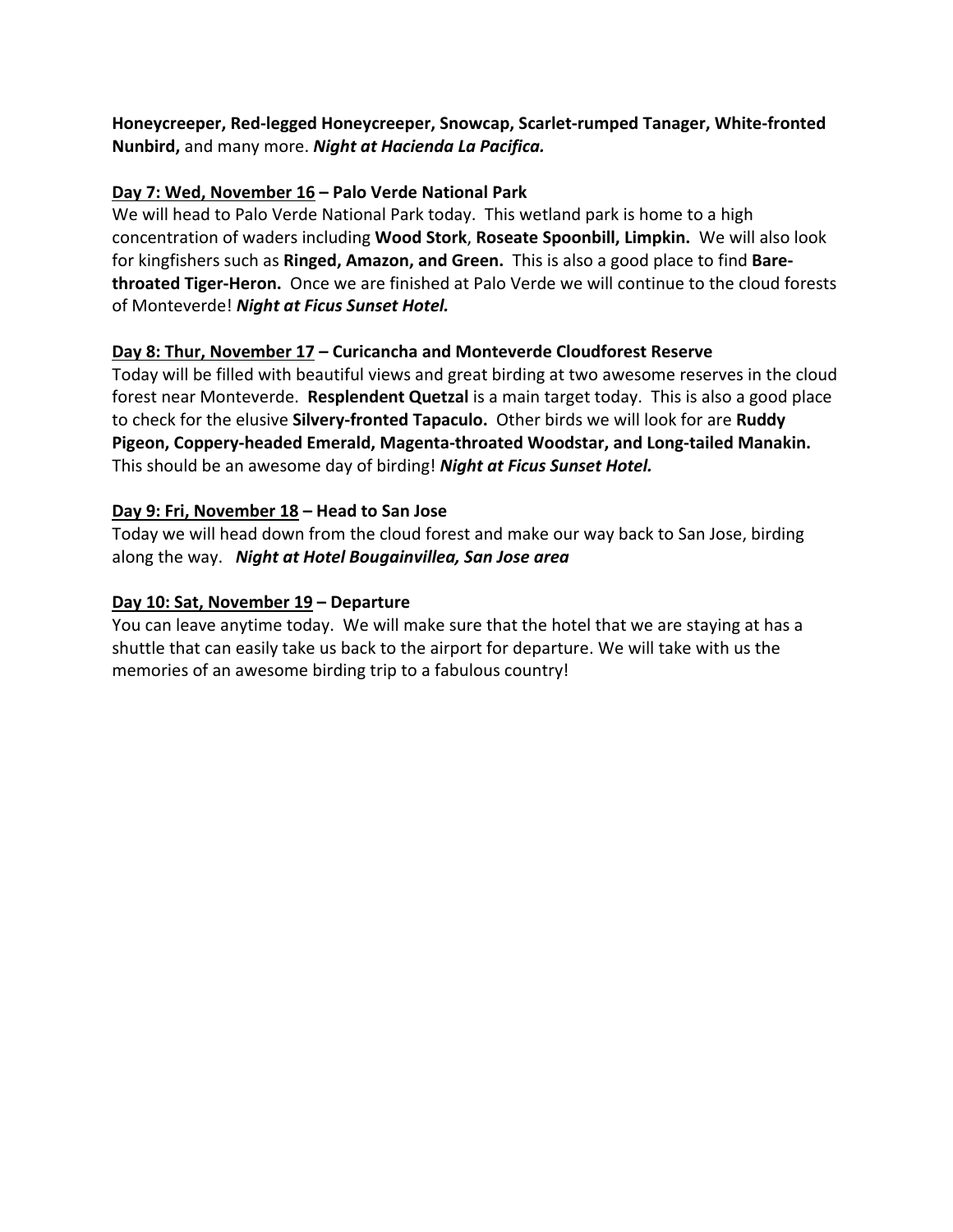**Honeycreeper, Red-legged Honeycreeper, Snowcap, Scarlet-rumped Tanager, White-fronted Nunbird,** and many more. ***Night at Hacienda La Pacifica.***

**Day 7: Wed, November 16 – Palo Verde National Park**

We will head to Palo Verde National Park today. This wetland park is home to a high concentration of waders including **Wood Stork**, **Roseate Spoonbill, Limpkin.** We will also look for kingfishers such as **Ringed, Amazon, and Green.** This is also a good place to find **Bare-throated Tiger-Heron.** Once we are finished at Palo Verde we will continue to the cloud forests of Monteverde! ***Night at Ficus Sunset Hotel.***

**Day 8: Thur, November 17 – Curicancha and Monteverde Cloudforest Reserve**

Today will be filled with beautiful views and great birding at two awesome reserves in the cloud forest near Monteverde. **Resplendent Quetzal** is a main target today. This is also a good place to check for the elusive **Silvery-fronted Tapaculo.** Other birds we will look for are **Ruddy Pigeon, Coppery-headed Emerald, Magenta-throated Woodstar, and Long-tailed Manakin.** This should be an awesome day of birding! ***Night at Ficus Sunset Hotel.***

**Day 9: Fri, November 18 – Head to San Jose**

Today we will head down from the cloud forest and make our way back to San Jose, birding along the way. ***Night at Hotel Bougainvillea, San Jose area***

**Day 10: Sat, November 19 – Departure**

You can leave anytime today. We will make sure that the hotel that we are staying at has a shuttle that can easily take us back to the airport for departure. We will take with us the memories of an awesome birding trip to a fabulous country!